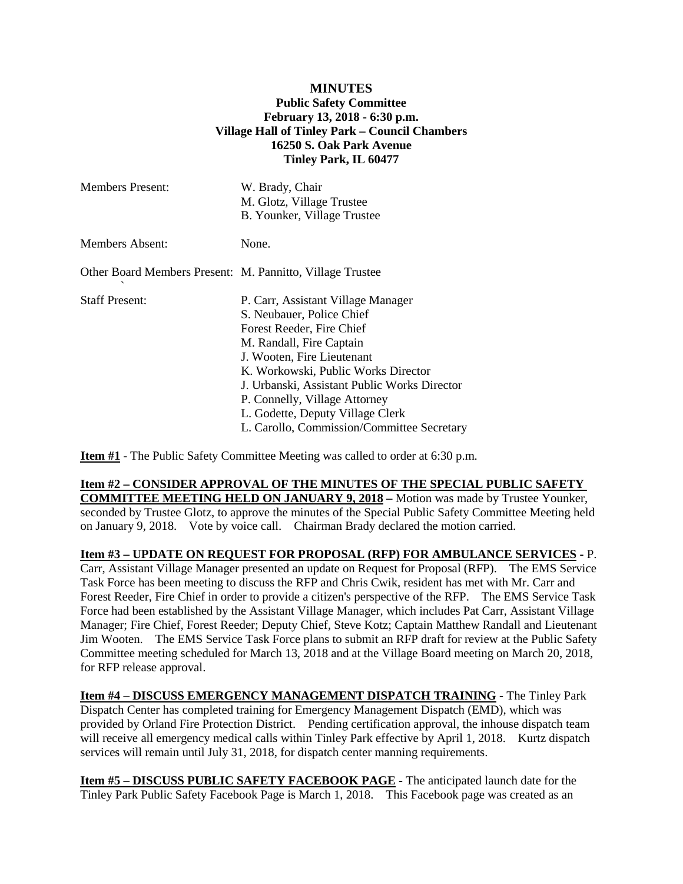# MINUTES

**Public Safety Committee**
**February 13, 2018 - 6:30 p.m.**
**Village Hall of Tinley Park – Council Chambers**
**16250 S. Oak Park Avenue**
**Tinley Park, IL 60477**

| | |
|---|---|
| Members Present: | W. Brady, Chair<br>M. Glotz, Village Trustee<br>B. Younker, Village Trustee |
| Members Absent: | None. |
| Other Board Members Present: | M. Pannitto, Village Trustee |
| Staff Present: | P. Carr, Assistant Village Manager<br>S. Neubauer, Police Chief<br>Forest Reeder, Fire Chief<br>M. Randall, Fire Captain<br>J. Wooten, Fire Lieutenant<br>K. Workowski, Public Works Director<br>J. Urbanski, Assistant Public Works Director<br>P. Connelly, Village Attorney<br>L. Godette, Deputy Village Clerk<br>L. Carollo, Commission/Committee Secretary |

**Item #1** - The Public Safety Committee Meeting was called to order at 6:30 p.m.

**Item #2 – CONSIDER APPROVAL OF THE MINUTES OF THE SPECIAL PUBLIC SAFETY COMMITTEE MEETING HELD ON JANUARY 9, 2018 –** Motion was made by Trustee Younker, seconded by Trustee Glotz, to approve the minutes of the Special Public Safety Committee Meeting held on January 9, 2018. Vote by voice call. Chairman Brady declared the motion carried.

**Item #3 – UPDATE ON REQUEST FOR PROPOSAL (RFP) FOR AMBULANCE SERVICES -** P. Carr, Assistant Village Manager presented an update on Request for Proposal (RFP). The EMS Service Task Force has been meeting to discuss the RFP and Chris Cwik, resident has met with Mr. Carr and Forest Reeder, Fire Chief in order to provide a citizen's perspective of the RFP. The EMS Service Task Force had been established by the Assistant Village Manager, which includes Pat Carr, Assistant Village Manager; Fire Chief, Forest Reeder; Deputy Chief, Steve Kotz; Captain Matthew Randall and Lieutenant Jim Wooten. The EMS Service Task Force plans to submit an RFP draft for review at the Public Safety Committee meeting scheduled for March 13, 2018 and at the Village Board meeting on March 20, 2018, for RFP release approval.

**Item #4 – DISCUSS EMERGENCY MANAGEMENT DISPATCH TRAINING -** The Tinley Park Dispatch Center has completed training for Emergency Management Dispatch (EMD), which was provided by Orland Fire Protection District. Pending certification approval, the inhouse dispatch team will receive all emergency medical calls within Tinley Park effective by April 1, 2018. Kurtz dispatch services will remain until July 31, 2018, for dispatch center manning requirements.

**Item #5 – DISCUSS PUBLIC SAFETY FACEBOOK PAGE -** The anticipated launch date for the Tinley Park Public Safety Facebook Page is March 1, 2018. This Facebook page was created as an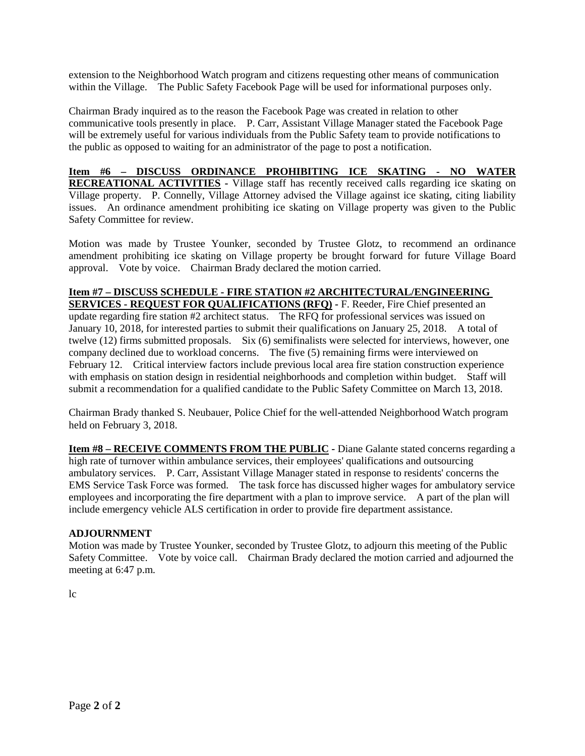extension to the Neighborhood Watch program and citizens requesting other means of communication within the Village. The Public Safety Facebook Page will be used for informational purposes only.

Chairman Brady inquired as to the reason the Facebook Page was created in relation to other communicative tools presently in place. P. Carr, Assistant Village Manager stated the Facebook Page will be extremely useful for various individuals from the Public Safety team to provide notifications to the public as opposed to waiting for an administrator of the page to post a notification.

**Item #6 – DISCUSS ORDINANCE PROHIBITING ICE SKATING - NO WATER RECREATIONAL ACTIVITIES** - Village staff has recently received calls regarding ice skating on Village property. P. Connelly, Village Attorney advised the Village against ice skating, citing liability issues. An ordinance amendment prohibiting ice skating on Village property was given to the Public Safety Committee for review.

Motion was made by Trustee Younker, seconded by Trustee Glotz, to recommend an ordinance amendment prohibiting ice skating on Village property be brought forward for future Village Board approval. Vote by voice. Chairman Brady declared the motion carried.

**Item #7 – DISCUSS SCHEDULE - FIRE STATION #2 ARCHITECTURAL/ENGINEERING SERVICES - REQUEST FOR QUALIFICATIONS (RFQ)** - F. Reeder, Fire Chief presented an update regarding fire station #2 architect status. The RFQ for professional services was issued on January 10, 2018, for interested parties to submit their qualifications on January 25, 2018. A total of twelve (12) firms submitted proposals. Six (6) semifinalists were selected for interviews, however, one company declined due to workload concerns. The five (5) remaining firms were interviewed on February 12. Critical interview factors include previous local area fire station construction experience with emphasis on station design in residential neighborhoods and completion within budget. Staff will submit a recommendation for a qualified candidate to the Public Safety Committee on March 13, 2018.

Chairman Brady thanked S. Neubauer, Police Chief for the well-attended Neighborhood Watch program held on February 3, 2018.

**Item #8 – RECEIVE COMMENTS FROM THE PUBLIC** - Diane Galante stated concerns regarding a high rate of turnover within ambulance services, their employees' qualifications and outsourcing ambulatory services. P. Carr, Assistant Village Manager stated in response to residents' concerns the EMS Service Task Force was formed. The task force has discussed higher wages for ambulatory service employees and incorporating the fire department with a plan to improve service. A part of the plan will include emergency vehicle ALS certification in order to provide fire department assistance.

**ADJOURNMENT**

Motion was made by Trustee Younker, seconded by Trustee Glotz, to adjourn this meeting of the Public Safety Committee. Vote by voice call. Chairman Brady declared the motion carried and adjourned the meeting at 6:47 p.m.

lc